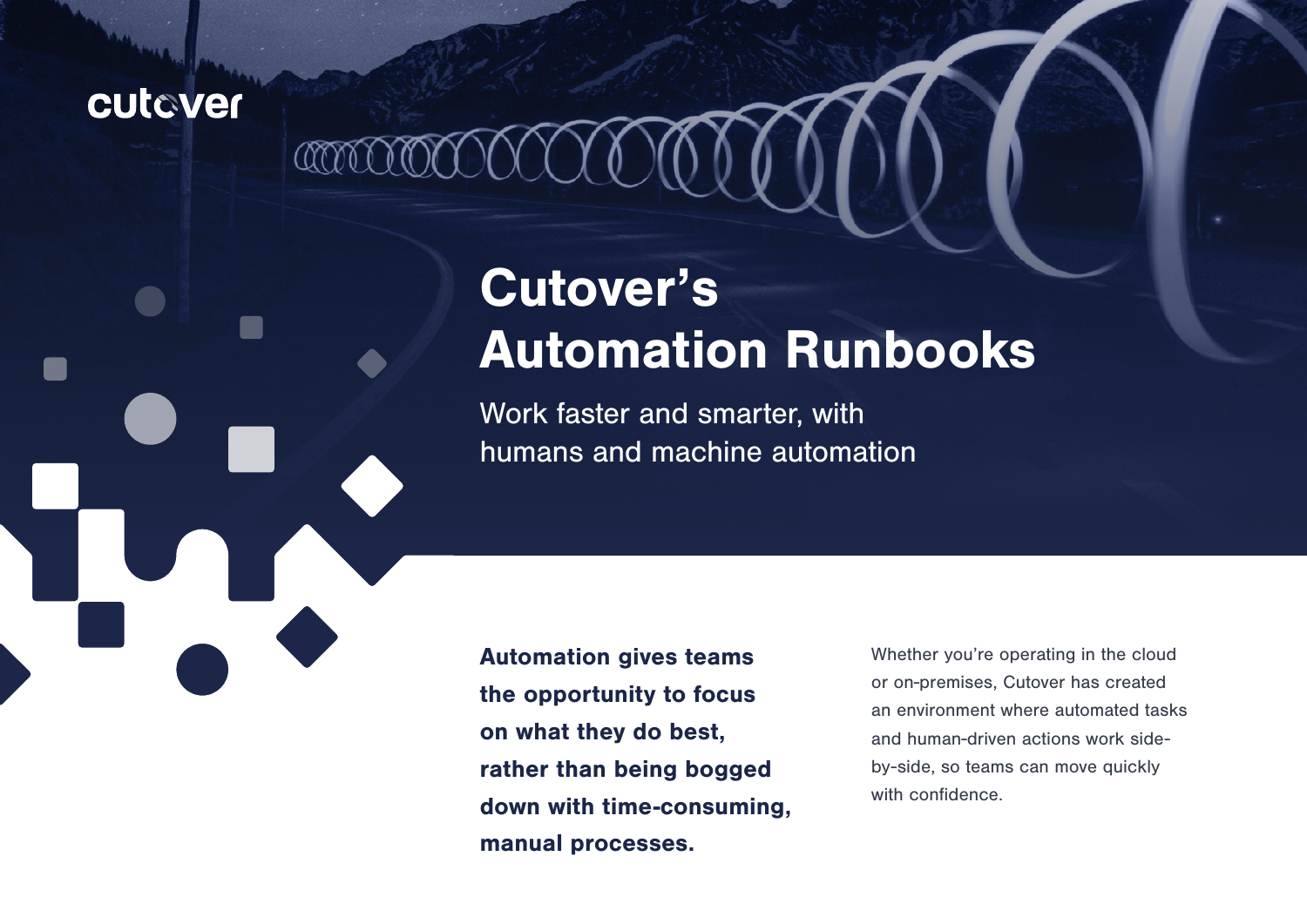cutover

# Cutover's Automation Runbooks

## Work faster and smarter, with humans and machine automation

**Automation gives teams the opportunity to focus on what they do best, rather than being bogged down with time-consuming, manual processes.**

Whether you're operating in the cloud or on-premises, Cutover has created an environment where automated tasks and human-driven actions work side-by-side, so teams can move quickly with confidence.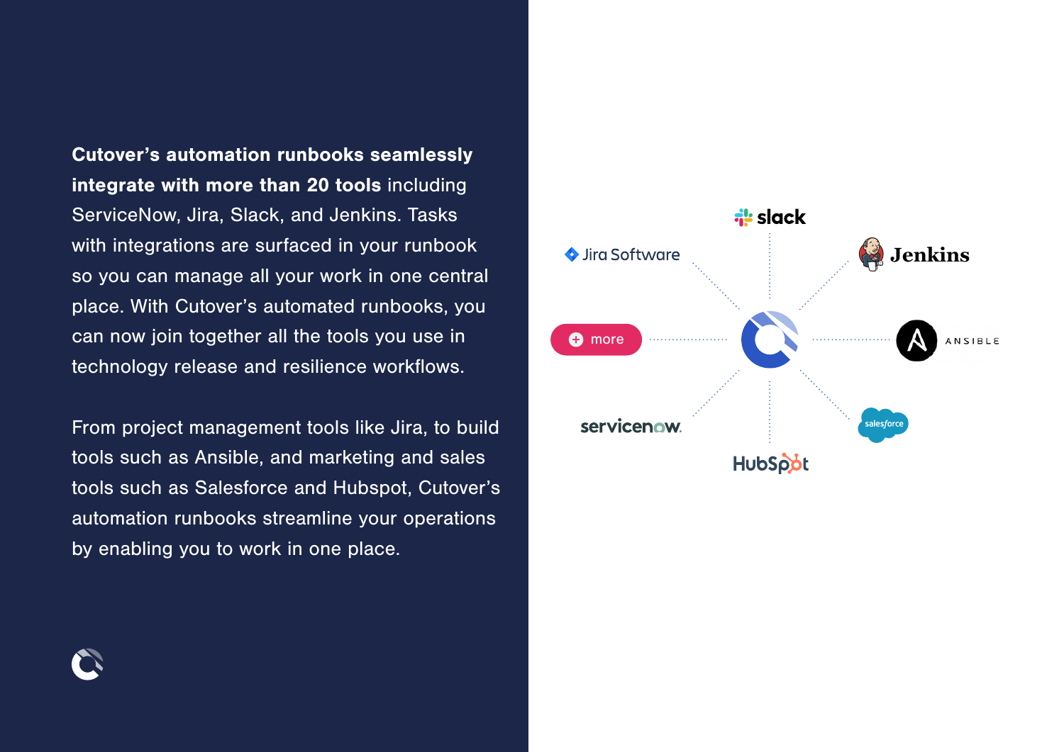**Cutover's automation runbooks seamlessly integrate with more than 20 tools** including ServiceNow, Jira, Slack, and Jenkins. Tasks with integrations are surfaced in your runbook so you can manage all your work in one central place. With Cutover's automated runbooks, you can now join together all the tools you use in technology release and resilience workflows.

From project management tools like Jira, to build tools such as Ansible, and marketing and sales tools such as Salesforce and Hubspot, Cutover's automation runbooks streamline your operations by enabling you to work in one place.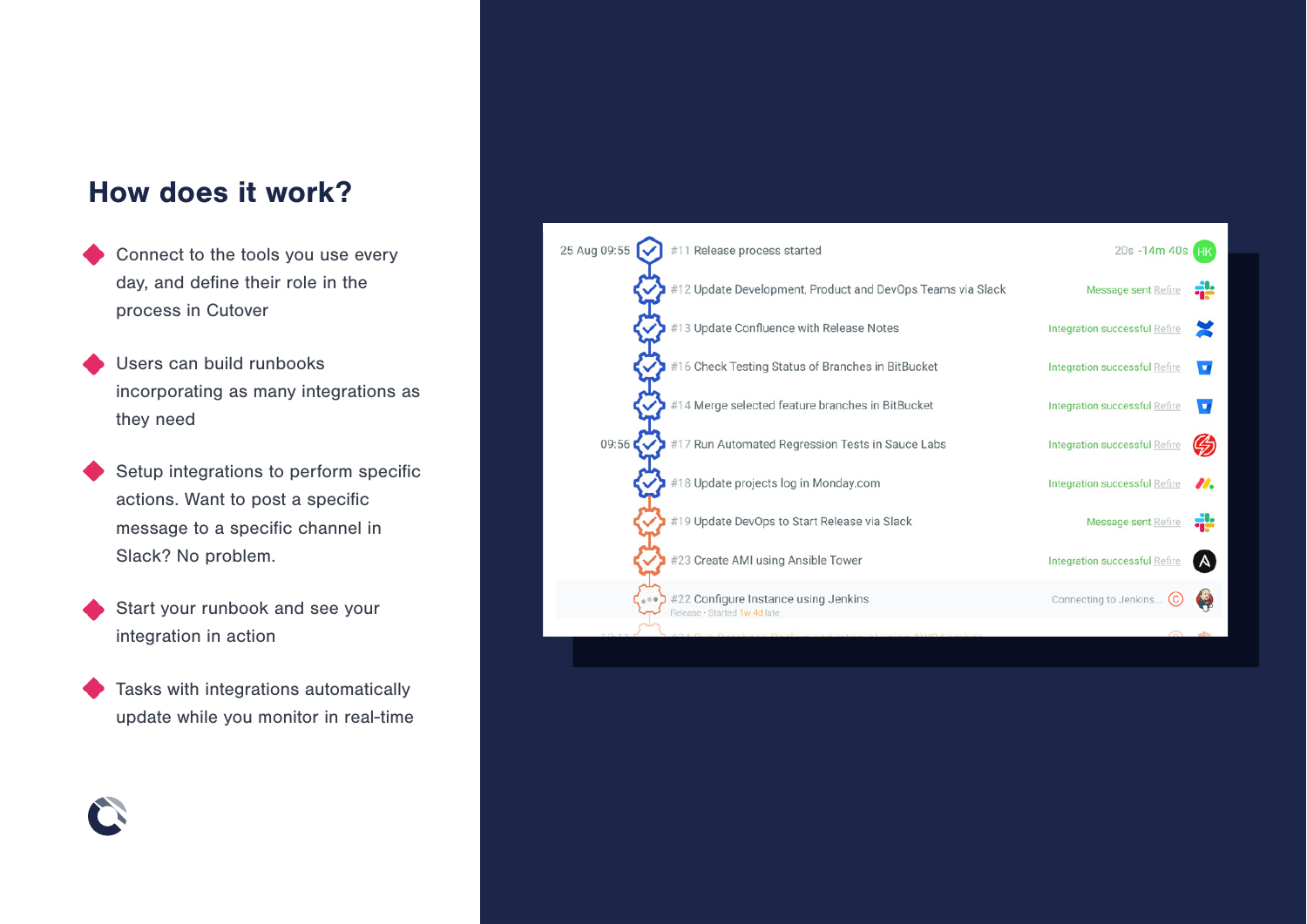## How does it work?

- Connect to the tools you use every day, and define their role in the process in Cutover
- Users can build runbooks incorporating as many integrations as they need
- Setup integrations to perform specific actions. Want to post a specific message to a specific channel in Slack? No problem.
- Start your runbook and see your integration in action
- Tasks with integrations automatically update while you monitor in real-time

25 Aug 09:55 #11 Release process started 20s -14m 40s HK

#12 Update Development, Product and DevOps Teams via Slack — Message sent Refire

#13 Update Confluence with Release Notes — Integration successful Refire

#16 Check Testing Status of Branches in BitBucket — Integration successful Refire

#14 Merge selected feature branches in BitBucket — Integration successful Refire

09:56 #17 Run Automated Regression Tests in Sauce Labs — Integration successful Refire

#18 Update projects log in Monday.com — Integration successful Refire

#19 Update DevOps to Start Release via Slack — Message sent Refire

#23 Create AMI using Ansible Tower — Integration successful Refire

#22 Configure Instance using Jenkins — Connecting to Jenkins...
Release · Started 1w 4d late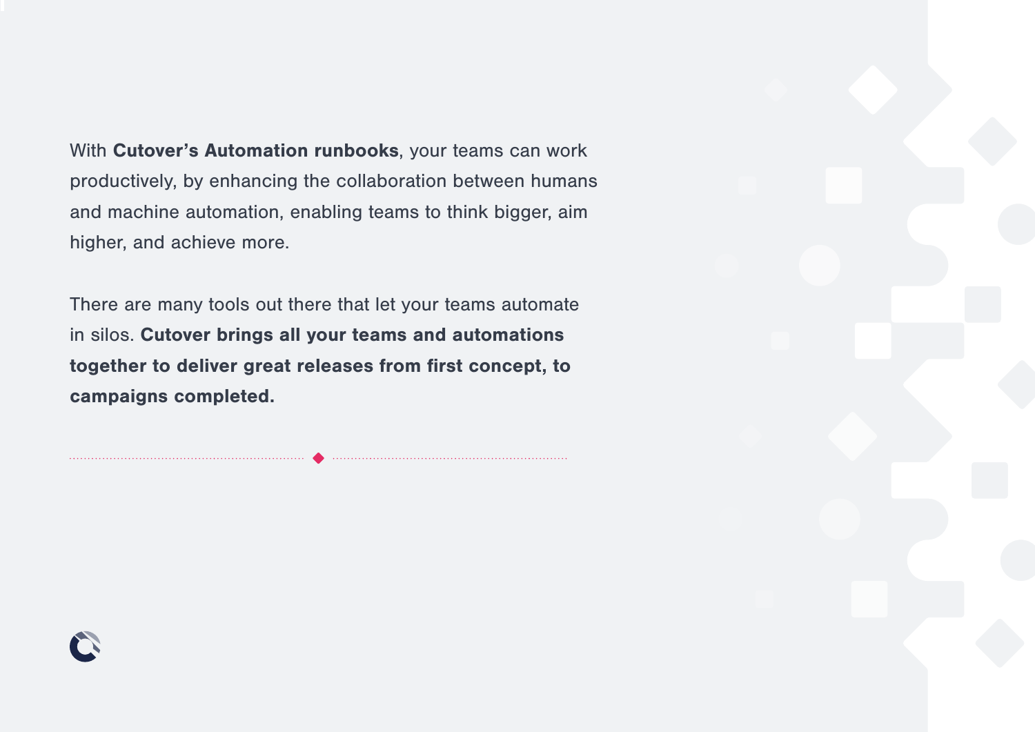With **Cutover's Automation runbooks**, your teams can work productively, by enhancing the collaboration between humans and machine automation, enabling teams to think bigger, aim higher, and achieve more.

There are many tools out there that let your teams automate in silos. **Cutover brings all your teams and automations together to deliver great releases from first concept, to campaigns completed.**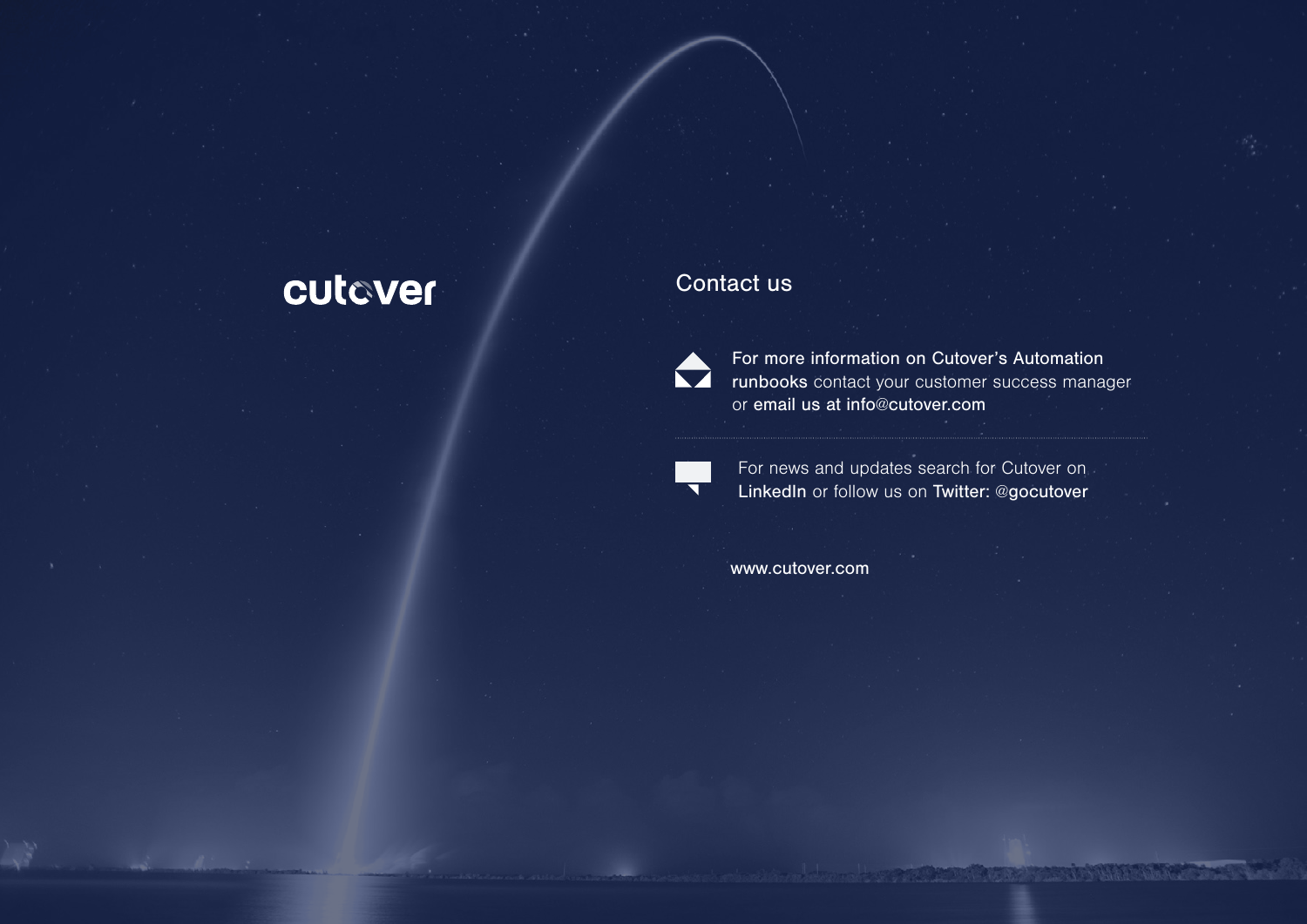cutover

## Contact us

For more information on Cutover's Automation runbooks contact your customer success manager or email us at info@cutover.com

For news and updates search for Cutover on LinkedIn or follow us on Twitter: @gocutover

www.cutover.com